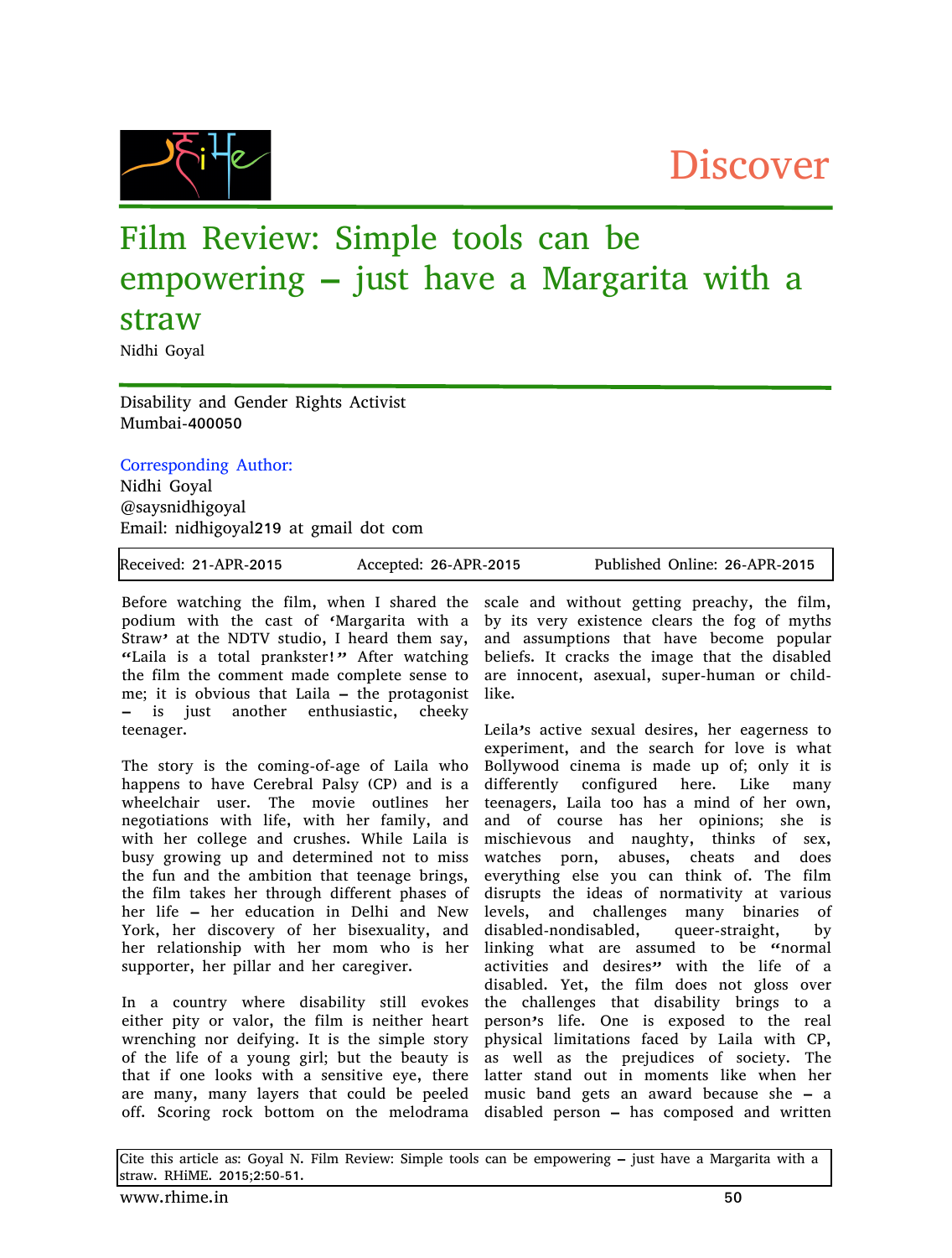Discover

# Film Review: Simple tools can be empowering – just have a Margarita with a straw

Nidhi Goyal

Disability and Gender Rights Activist
Mumbai-400050

Corresponding Author:
Nidhi Goyal
@saysnidhigoyal
Email: nidhigoyal219 at gmail dot com

| Received: 21-APR-2015 | Accepted: 26-APR-2015 | Published Online: 26-APR-2015 |
|---|---|---|

Before watching the film, when I shared the podium with the cast of 'Margarita with a Straw' at the NDTV studio, I heard them say, "Laila is a total prankster!" After watching the film the comment made complete sense to me; it is obvious that Laila – the protagonist – is just another enthusiastic, cheeky teenager.

The story is the coming-of-age of Laila who happens to have Cerebral Palsy (CP) and is a wheelchair user. The movie outlines her negotiations with life, with her family, and with her college and crushes. While Laila is busy growing up and determined not to miss the fun and the ambition that teenage brings, the film takes her through different phases of her life – her education in Delhi and New York, her discovery of her bisexuality, and her relationship with her mom who is her supporter, her pillar and her caregiver.

In a country where disability still evokes either pity or valor, the film is neither heart wrenching nor deifying. It is the simple story of the life of a young girl; but the beauty is that if one looks with a sensitive eye, there are many, many layers that could be peeled off. Scoring rock bottom on the melodrama scale and without getting preachy, the film, by its very existence clears the fog of myths and assumptions that have become popular beliefs. It cracks the image that the disabled are innocent, asexual, super-human or child-like.

Leila's active sexual desires, her eagerness to experiment, and the search for love is what Bollywood cinema is made up of; only it is differently configured here. Like many teenagers, Laila too has a mind of her own, and of course has her opinions; she is mischievous and naughty, thinks of sex, watches porn, abuses, cheats and does everything else you can think of. The film disrupts the ideas of normativity at various levels, and challenges many binaries of disabled-nondisabled, queer-straight, by linking what are assumed to be "normal activities and desires" with the life of a disabled. Yet, the film does not gloss over the challenges that disability brings to a person's life. One is exposed to the real physical limitations faced by Laila with CP, as well as the prejudices of society. The latter stand out in moments like when her music band gets an award because she – a disabled person – has composed and written

Cite this article as: Goyal N. Film Review: Simple tools can be empowering – just have a Margarita with a straw. RHiME. 2015;2:50-51.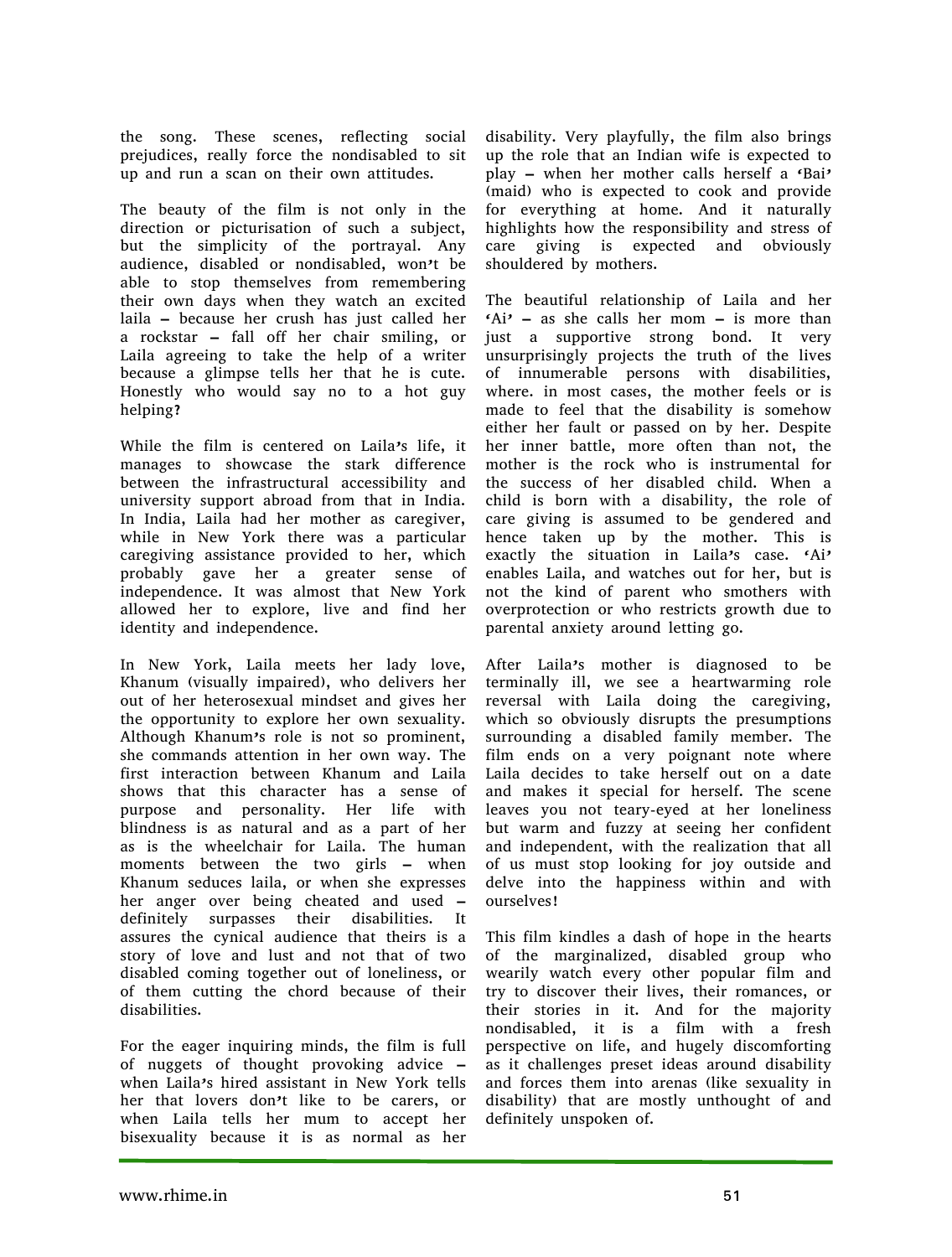the song. These scenes, reflecting social prejudices, really force the nondisabled to sit up and run a scan on their own attitudes.

The beauty of the film is not only in the direction or picturisation of such a subject, but the simplicity of the portrayal. Any audience, disabled or nondisabled, won't be able to stop themselves from remembering their own days when they watch an excited laila – because her crush has just called her a rockstar – fall off her chair smiling, or Laila agreeing to take the help of a writer because a glimpse tells her that he is cute. Honestly who would say no to a hot guy helping?

While the film is centered on Laila's life, it manages to showcase the stark difference between the infrastructural accessibility and university support abroad from that in India. In India, Laila had her mother as caregiver, while in New York there was a particular caregiving assistance provided to her, which probably gave her a greater sense of independence. It was almost that New York allowed her to explore, live and find her identity and independence.

In New York, Laila meets her lady love, Khanum (visually impaired), who delivers her out of her heterosexual mindset and gives her the opportunity to explore her own sexuality. Although Khanum's role is not so prominent, she commands attention in her own way. The first interaction between Khanum and Laila shows that this character has a sense of purpose and personality. Her life with blindness is as natural and as a part of her as is the wheelchair for Laila. The human moments between the two girls – when Khanum seduces laila, or when she expresses her anger over being cheated and used – definitely surpasses their disabilities. It assures the cynical audience that theirs is a story of love and lust and not that of two disabled coming together out of loneliness, or of them cutting the chord because of their disabilities.

For the eager inquiring minds, the film is full of nuggets of thought provoking advice – when Laila's hired assistant in New York tells her that lovers don't like to be carers, or when Laila tells her mum to accept her bisexuality because it is as normal as her disability. Very playfully, the film also brings up the role that an Indian wife is expected to play – when her mother calls herself a 'Bai' (maid) who is expected to cook and provide for everything at home. And it naturally highlights how the responsibility and stress of care giving is expected and obviously shouldered by mothers.

The beautiful relationship of Laila and her 'Ai' – as she calls her mom – is more than just a supportive strong bond. It very unsurprisingly projects the truth of the lives of innumerable persons with disabilities, where. in most cases, the mother feels or is made to feel that the disability is somehow either her fault or passed on by her. Despite her inner battle, more often than not, the mother is the rock who is instrumental for the success of her disabled child. When a child is born with a disability, the role of care giving is assumed to be gendered and hence taken up by the mother. This is exactly the situation in Laila's case. 'Ai' enables Laila, and watches out for her, but is not the kind of parent who smothers with overprotection or who restricts growth due to parental anxiety around letting go.

After Laila's mother is diagnosed to be terminally ill, we see a heartwarming role reversal with Laila doing the caregiving, which so obviously disrupts the presumptions surrounding a disabled family member. The film ends on a very poignant note where Laila decides to take herself out on a date and makes it special for herself. The scene leaves you not teary-eyed at her loneliness but warm and fuzzy at seeing her confident and independent, with the realization that all of us must stop looking for joy outside and delve into the happiness within and with ourselves!

This film kindles a dash of hope in the hearts of the marginalized, disabled group who wearily watch every other popular film and try to discover their lives, their romances, or their stories in it. And for the majority nondisabled, it is a film with a fresh perspective on life, and hugely discomforting as it challenges preset ideas around disability and forces them into arenas (like sexuality in disability) that are mostly unthought of and definitely unspoken of.